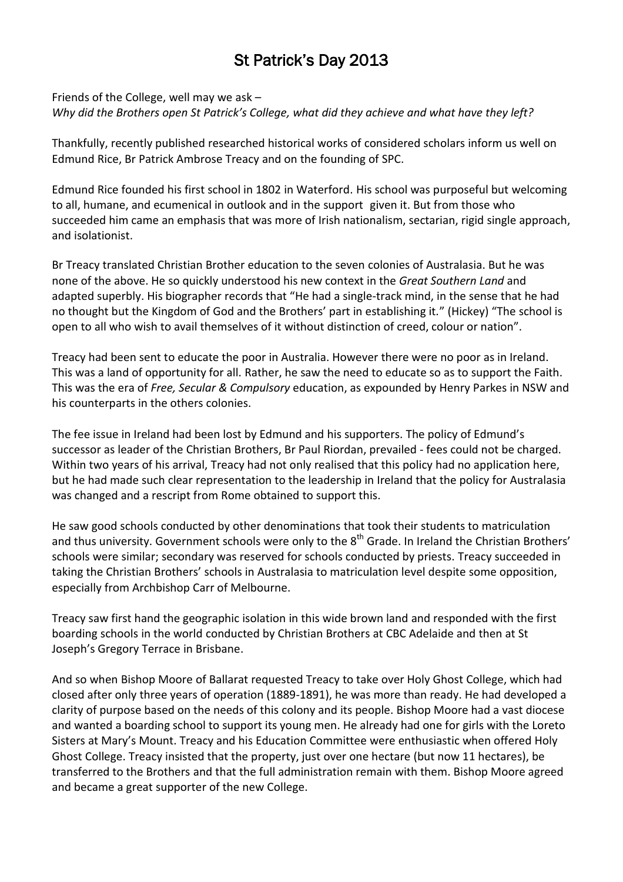# St Patrick's Day 2013

Friends of the College, well may we ask –
*Why did the Brothers open St Patrick's College, what did they achieve and what have they left?*

Thankfully, recently published researched historical works of considered scholars inform us well on Edmund Rice, Br Patrick Ambrose Treacy and on the founding of SPC.

Edmund Rice founded his first school in 1802 in Waterford. His school was purposeful but welcoming to all, humane, and ecumenical in outlook and in the support given it. But from those who succeeded him came an emphasis that was more of Irish nationalism, sectarian, rigid single approach, and isolationist.

Br Treacy translated Christian Brother education to the seven colonies of Australasia. But he was none of the above. He so quickly understood his new context in the *Great Southern Land* and adapted superbly. His biographer records that "He had a single-track mind, in the sense that he had no thought but the Kingdom of God and the Brothers' part in establishing it." (Hickey) "The school is open to all who wish to avail themselves of it without distinction of creed, colour or nation".

Treacy had been sent to educate the poor in Australia. However there were no poor as in Ireland. This was a land of opportunity for all. Rather, he saw the need to educate so as to support the Faith. This was the era of *Free, Secular & Compulsory* education, as expounded by Henry Parkes in NSW and his counterparts in the others colonies.

The fee issue in Ireland had been lost by Edmund and his supporters. The policy of Edmund's successor as leader of the Christian Brothers, Br Paul Riordan, prevailed - fees could not be charged. Within two years of his arrival, Treacy had not only realised that this policy had no application here, but he had made such clear representation to the leadership in Ireland that the policy for Australasia was changed and a rescript from Rome obtained to support this.

He saw good schools conducted by other denominations that took their students to matriculation and thus university. Government schools were only to the 8th Grade. In Ireland the Christian Brothers' schools were similar; secondary was reserved for schools conducted by priests. Treacy succeeded in taking the Christian Brothers' schools in Australasia to matriculation level despite some opposition, especially from Archbishop Carr of Melbourne.

Treacy saw first hand the geographic isolation in this wide brown land and responded with the first boarding schools in the world conducted by Christian Brothers at CBC Adelaide and then at St Joseph's Gregory Terrace in Brisbane.

And so when Bishop Moore of Ballarat requested Treacy to take over Holy Ghost College, which had closed after only three years of operation (1889-1891), he was more than ready. He had developed a clarity of purpose based on the needs of this colony and its people. Bishop Moore had a vast diocese and wanted a boarding school to support its young men. He already had one for girls with the Loreto Sisters at Mary's Mount. Treacy and his Education Committee were enthusiastic when offered Holy Ghost College. Treacy insisted that the property, just over one hectare (but now 11 hectares), be transferred to the Brothers and that the full administration remain with them. Bishop Moore agreed and became a great supporter of the new College.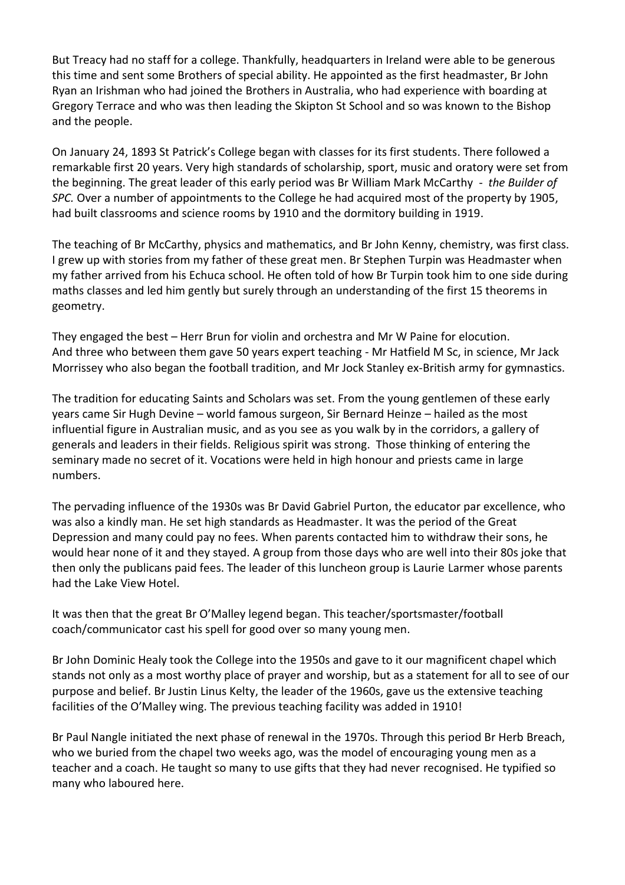But Treacy had no staff for a college. Thankfully, headquarters in Ireland were able to be generous this time and sent some Brothers of special ability. He appointed as the first headmaster, Br John Ryan an Irishman who had joined the Brothers in Australia, who had experience with boarding at Gregory Terrace and who was then leading the Skipton St School and so was known to the Bishop and the people.

On January 24, 1893 St Patrick's College began with classes for its first students. There followed a remarkable first 20 years. Very high standards of scholarship, sport, music and oratory were set from the beginning. The great leader of this early period was Br William Mark McCarthy - *the Builder of SPC.* Over a number of appointments to the College he had acquired most of the property by 1905, had built classrooms and science rooms by 1910 and the dormitory building in 1919.

The teaching of Br McCarthy, physics and mathematics, and Br John Kenny, chemistry, was first class. I grew up with stories from my father of these great men. Br Stephen Turpin was Headmaster when my father arrived from his Echuca school. He often told of how Br Turpin took him to one side during maths classes and led him gently but surely through an understanding of the first 15 theorems in geometry.

They engaged the best – Herr Brun for violin and orchestra and Mr W Paine for elocution.
And three who between them gave 50 years expert teaching - Mr Hatfield M Sc, in science, Mr Jack Morrissey who also began the football tradition, and Mr Jock Stanley ex-British army for gymnastics.

The tradition for educating Saints and Scholars was set. From the young gentlemen of these early years came Sir Hugh Devine – world famous surgeon, Sir Bernard Heinze – hailed as the most influential figure in Australian music, and as you see as you walk by in the corridors, a gallery of generals and leaders in their fields. Religious spirit was strong. Those thinking of entering the seminary made no secret of it. Vocations were held in high honour and priests came in large numbers.

The pervading influence of the 1930s was Br David Gabriel Purton, the educator par excellence, who was also a kindly man. He set high standards as Headmaster. It was the period of the Great Depression and many could pay no fees. When parents contacted him to withdraw their sons, he would hear none of it and they stayed. A group from those days who are well into their 80s joke that then only the publicans paid fees. The leader of this luncheon group is Laurie Larmer whose parents had the Lake View Hotel.

It was then that the great Br O'Malley legend began. This teacher/sportsmaster/football coach/communicator cast his spell for good over so many young men.

Br John Dominic Healy took the College into the 1950s and gave to it our magnificent chapel which stands not only as a most worthy place of prayer and worship, but as a statement for all to see of our purpose and belief. Br Justin Linus Kelty, the leader of the 1960s, gave us the extensive teaching facilities of the O'Malley wing. The previous teaching facility was added in 1910!

Br Paul Nangle initiated the next phase of renewal in the 1970s. Through this period Br Herb Breach, who we buried from the chapel two weeks ago, was the model of encouraging young men as a teacher and a coach. He taught so many to use gifts that they had never recognised. He typified so many who laboured here.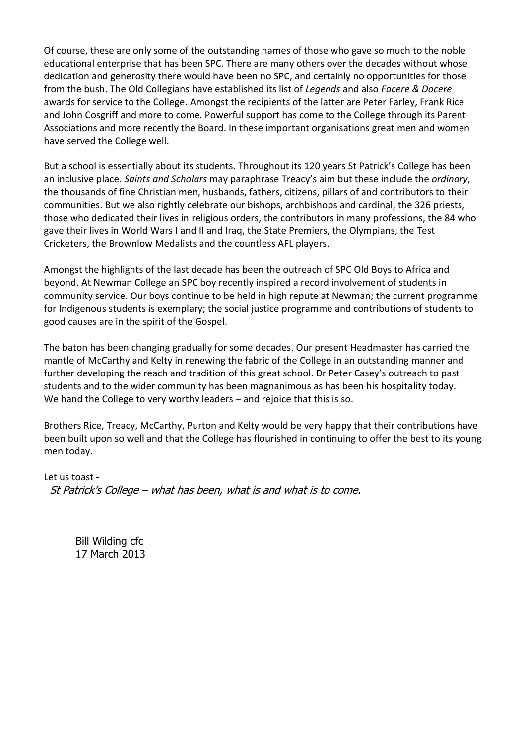Of course, these are only some of the outstanding names of those who gave so much to the noble educational enterprise that has been SPC. There are many others over the decades without whose dedication and generosity there would have been no SPC, and certainly no opportunities for those from the bush. The Old Collegians have established its list of *Legends* and also *Facere & Docere* awards for service to the College. Amongst the recipients of the latter are Peter Farley, Frank Rice and John Cosgriff and more to come. Powerful support has come to the College through its Parent Associations and more recently the Board. In these important organisations great men and women have served the College well.

But a school is essentially about its students. Throughout its 120 years St Patrick's College has been an inclusive place. *Saints and Scholars* may paraphrase Treacy's aim but these include the *ordinary*, the thousands of fine Christian men, husbands, fathers, citizens, pillars of and contributors to their communities. But we also rightly celebrate our bishops, archbishops and cardinal, the 326 priests, those who dedicated their lives in religious orders, the contributors in many professions, the 84 who gave their lives in World Wars I and II and Iraq, the State Premiers, the Olympians, the Test Cricketers, the Brownlow Medalists and the countless AFL players.

Amongst the highlights of the last decade has been the outreach of SPC Old Boys to Africa and beyond. At Newman College an SPC boy recently inspired a record involvement of students in community service. Our boys continue to be held in high repute at Newman; the current programme for Indigenous students is exemplary; the social justice programme and contributions of students to good causes are in the spirit of the Gospel.

The baton has been changing gradually for some decades. Our present Headmaster has carried the mantle of McCarthy and Kelty in renewing the fabric of the College in an outstanding manner and further developing the reach and tradition of this great school. Dr Peter Casey's outreach to past students and to the wider community has been magnanimous as has been his hospitality today. We hand the College to very worthy leaders – and rejoice that this is so.

Brothers Rice, Treacy, McCarthy, Purton and Kelty would be very happy that their contributions have been built upon so well and that the College has flourished in continuing to offer the best to its young men today.

Let us toast -
*St Patrick's College – what has been, what is and what is to come.*

Bill Wilding cfc
17 March 2013